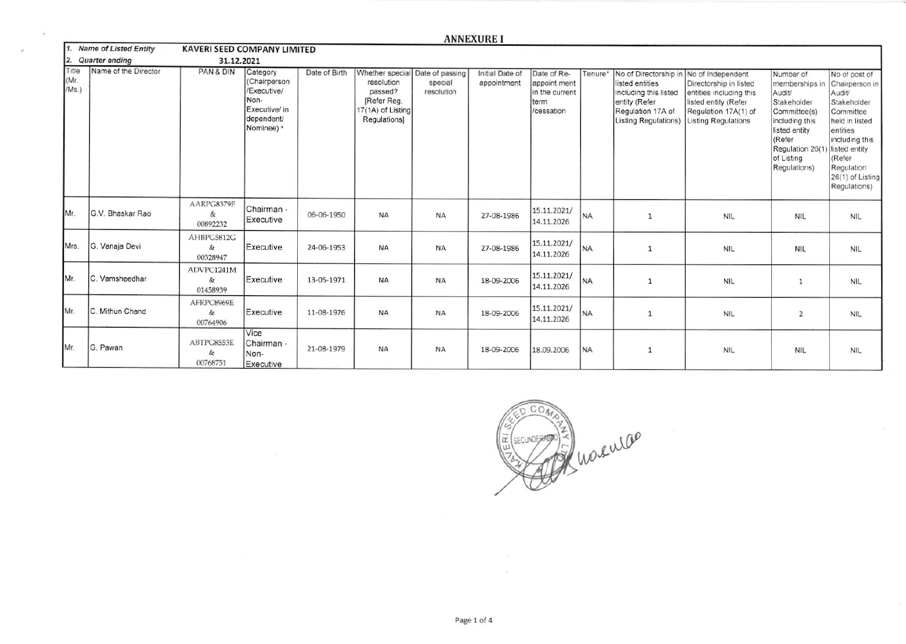# ANNEXURE I

1. Name of Listed Entity: **KAVERI SEED COMPANY LIMITED**
2. Quarter ending: **31.12.2021**

| Title (Mr. /Ms.) | Name of the Director | PAN & DIN | Category (Chairperson /Executive/ Non-Executive/ in dependent/ Nominee) * | Date of Birth | Whether special resolution passed? [Refer Reg. 17(1A) of Listing Regulations] | Date of passing special resolution | Initial Date of appointment | Date of Re-appoint ment in the current term /cessation | Tenure* | No of Directorship in listed entities including this listed entity (Refer Regulation 17A of Listing Regulations) | No of Independent Directorship in listed entities including this listed entity (Refer Regulation 17A(1) of Listing Regulations | Number of memberships in Audit/ Stakeholder Committee(s) including this listed entity (Refer Regulation 26(1) of Listing Regulations) | No of post of Chairperson in Audit/ Stakeholder Committee held in listed entities including this listed entity (Refer Regulation 26(1) of Listing Regulations) |
|---|---|---|---|---|---|---|---|---|---|---|---|---|---|
| Mr. | G.V. Bhaskar Rao | AARPG8379F & 00892232 | Chairman - Executive | 06-06-1950 | NA | NA | 27-08-1986 | 15.11.2021/ 14.11.2026 | NA | 1 | NIL | NIL | NIL |
| Mrs. | G. Vanaja Devi | AHBPG5812G & 00328947 | Executive | 24-06-1953 | NA | NA | 27-08-1986 | 15.11.2021/ 14.11.2026 | NA | 1 | NIL | NIL | NIL |
| Mr. | C. Vamsheedhar | ADVPC1241M & 01458939 | Executive | 13-05-1971 | NA | NA | 18-09-2006 | 15.11.2021/ 14.11.2026 | NA | 1 | NIL | 1 | NIL |
| Mr. | C. Mithun Chand | AFRPC8969E & 00764906 | Executive | 11-08-1976 | NA | NA | 18-09-2006 | 15.11.2021/ 14.11.2026 | NA | 1 | NIL | 2 | NIL |
| Mr. | G. Pawan | ABTPG8553E & 00768751 | Vice Chairman - Non-Executive | 21-08-1979 | NA | NA | 18-09-2006 | 18.09.2006 | NA | 1 | NIL | NIL | NIL |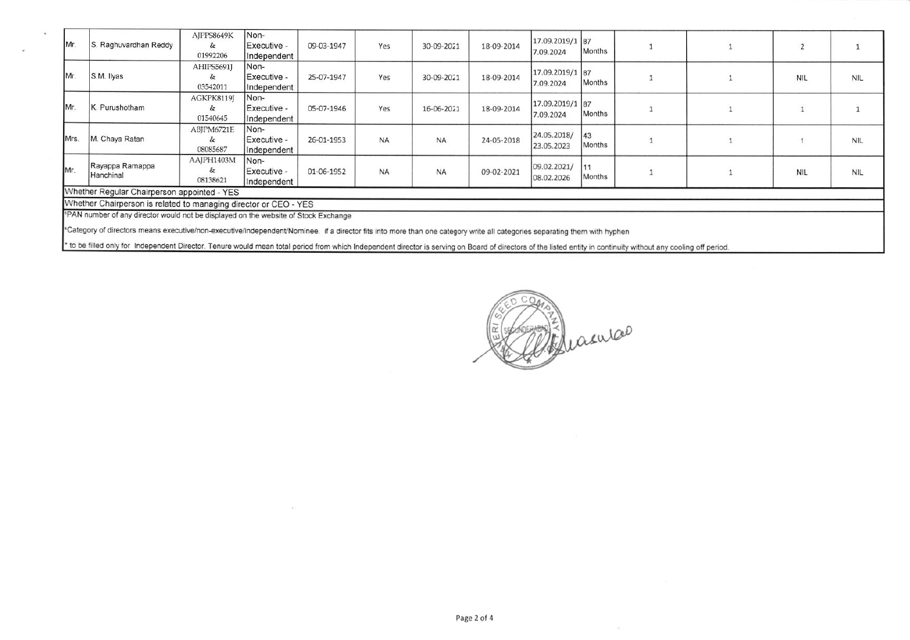| | | | | | | | | | | | | | |
|---|---|---|---|---|---|---|---|---|---|---|---|---|---|
| Mr. | S. Raghuvardhan Reddy | AJFPS8649K & 01992206 | Non-Executive - Independent | 09-03-1947 | Yes | 30-09-2021 | 18-09-2014 | 17.09.2019/17.09.2024 | 87 Months | 1 | 1 | 2 | 1 |
| Mr. | S.M. Ilyas | AHIPS5691J & 03542011 | Non-Executive - Independent | 25-07-1947 | Yes | 30-09-2021 | 18-09-2014 | 17.09.2019/17.09.2024 | 87 Months | 1 | 1 | NIL | NIL |
| Mr. | K. Purushotham | AGKPK8119J & 01540645 | Non-Executive - Independent | 05-07-1946 | Yes | 16-06-2021 | 18-09-2014 | 17.09.2019/17.09.2024 | 87 Months | 1 | 1 | 1 | 1 |
| Mrs. | M. Chaya Ratan | ABJPM6721E & 08085687 | Non-Executive - Independent | 26-01-1953 | NA | NA | 24-05-2018 | 24.05.2018/23.05.2023 | 43 Months | 1 | 1 | 1 | NIL |
| Mr. | Rayappa Ramappa Hanchinal | AAJPH1403M & 08138621 | Non-Executive - Independent | 01-06-1952 | NA | NA | 09-02-2021 | 09.02.2021/08.02.2026 | 11 Months | 1 | 1 | NIL | NIL |

Whether Regular Chairperson appointed - YES

Whether Chairperson is related to managing director or CEO - YES

$PAN number of any director would not be displayed on the website of Stock Exchange

&Category of directors means executive/non-executive/independent/Nominee. if a director fits into more than one category write all categories separating them with hyphen

* to be filled only for Independent Director. Tenure would mean total period from which Independent director is serving on Board of directors of the listed entity in continuity without any cooling off period.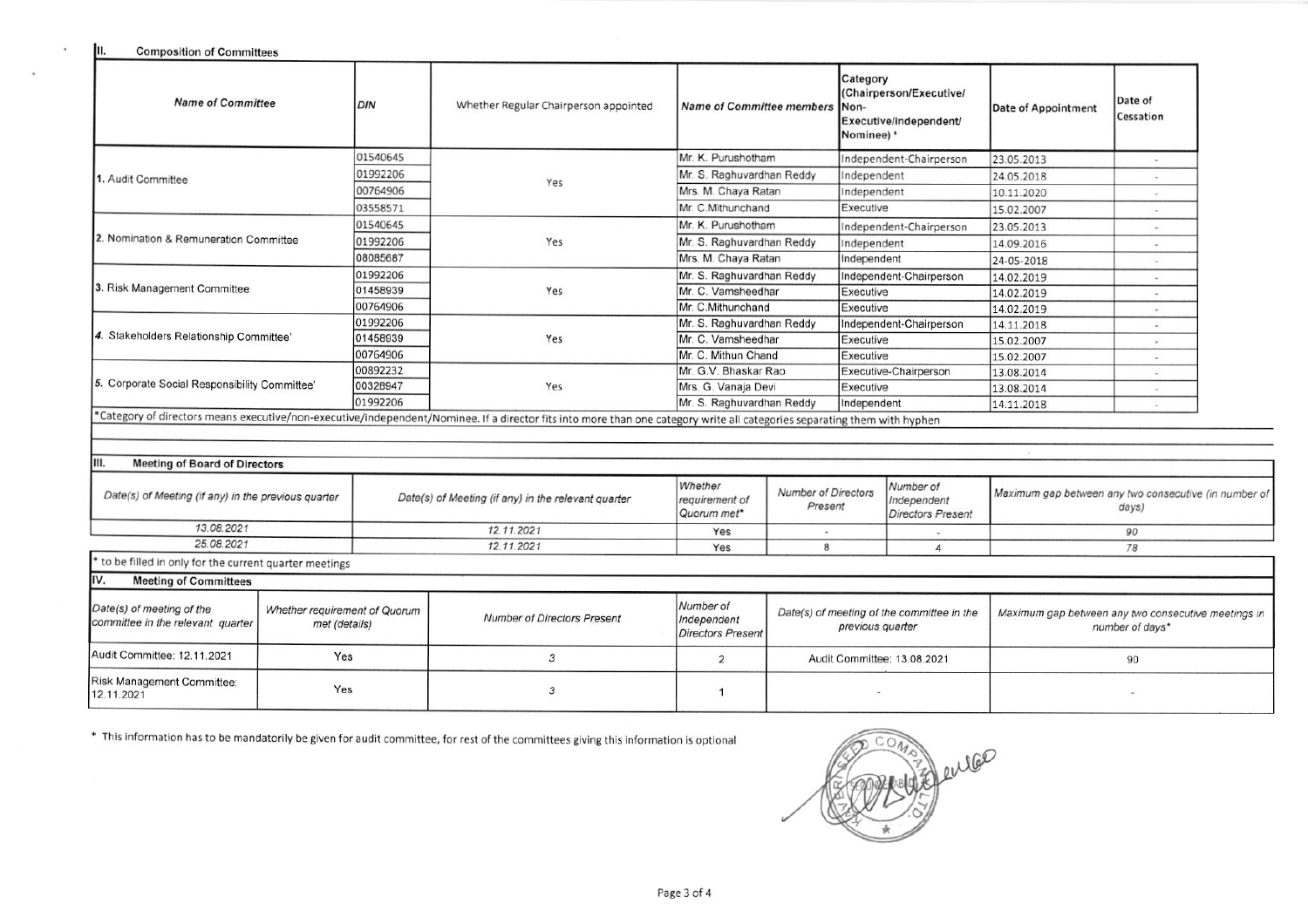## II. Composition of Committees

| Name of Committee | DIN | Whether Regular Chairperson appointed | Name of Committee members | Category (Chairperson/Executive/ Non-Executive/independent/ Nominee) * | Date of Appointment | Date of Cessation |
|---|---|---|---|---|---|---|
| 1. Audit Committee | 01540645 | Yes | Mr. K. Purushotham | Independent-Chairperson | 23.05.2013 | - |
| | 01992206 | | Mr. S. Raghuvardhan Reddy | Independent | 24.05.2018 | - |
| | 00764906 | | Mrs. M. Chaya Ratan | Independent | 10.11.2020 | - |
| | 03558571 | | Mr. C.Mithunchand | Executive | 15.02.2007 | - |
| 2. Nomination & Remuneration Committee | 01540645 | Yes | Mr. K. Purushotham | Independent-Chairperson | 23.05.2013 | - |
| | 01992206 | | Mr. S. Raghuvardhan Reddy | Independent | 14.09.2016 | - |
| | 08085687 | | Mrs. M. Chaya Ratan | Independent | 24-05-2018 | - |
| 3. Risk Management Committee | 01992206 | Yes | Mr. S. Raghuvardhan Reddy | Independent-Chairperson | 14.02.2019 | - |
| | 01458939 | | Mr. C. Vamsheedhar | Executive | 14.02.2019 | - |
| | 00764906 | | Mr. C.Mithunchand | Executive | 14.02.2019 | - |
| 4. Stakeholders Relationship Committee' | 01992206 | Yes | Mr. S. Raghuvardhan Reddy | Independent-Chairperson | 14.11.2018 | - |
| | 01458939 | | Mr. C. Vamsheedhar | Executive | 15.02.2007 | - |
| | 00764906 | | Mr. C. Mithun Chand | Executive | 15.02.2007 | - |
| 5. Corporate Social Responsibility Committee' | 00892232 | Yes | Mr. G.V. Bhaskar Rao | Executive-Chairperson | 13.08.2014 | - |
| | 00328947 | | Mrs. G. Vanaja Devi | Executive | 13.08.2014 | - |
| | 01992206 | | Mr. S. Raghuvardhan Reddy | Independent | 14.11.2018 | - |

*Category of directors means executive/non-executive/independent/Nominee. If a director fits into more than one category write all categories separating them with hyphen

## III. Meeting of Board of Directors

| Date(s) of Meeting (if any) in the previous quarter | Date(s) of Meeting (if any) in the relevant quarter | Whether requirement of Quorum met* | Number of Directors Present | Number of Independent Directors Present | Maximum gap between any two consecutive (in number of days) |
|---|---|---|---|---|---|
| 13.08.2021 | 12.11.2021 | Yes | - | - | 90 |
| 25.08.2021 | 12.11.2021 | Yes | 8 | 4 | 78 |

* to be filled in only for the current quarter meetings

## IV. Meeting of Committees

| Date(s) of meeting of the committee in the relevant quarter | Whether requirement of Quorum met (details) | Number of Directors Present | Number of Independent Directors Present | Date(s) of meeting of the committee in the previous quarter | Maximum gap between any two consecutive meetings in number of days* |
|---|---|---|---|---|---|
| Audit Committee: 12.11.2021 | Yes | 3 | 2 | Audit Committee: 13.08.2021 | 90 |
| Risk Management Committee: 12.11.2021 | Yes | 3 | 1 | - | - |

* This information has to be mandatorily be given for audit committee, for rest of the committees giving this information is optional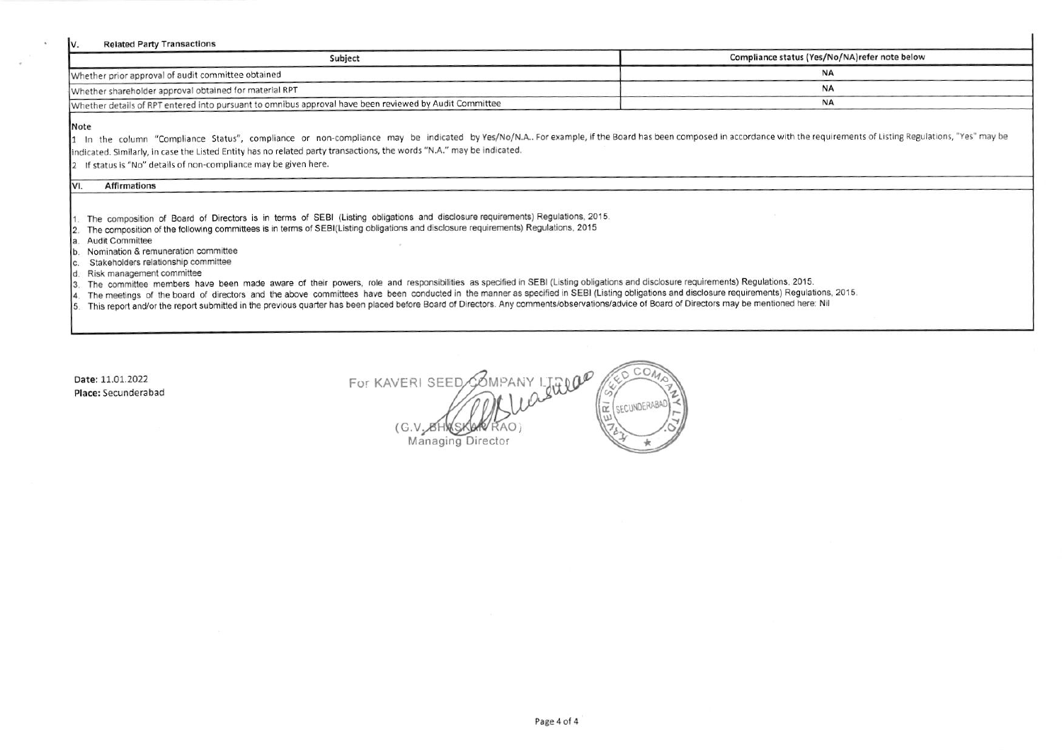## V. Related Party Transactions

| Subject | Compliance status (Yes/No/NA)refer note below |
|---|---|
| Whether prior approval of audit committee obtained | NA |
| Whether shareholder approval obtained for material RPT | NA |
| Whether details of RPT entered into pursuant to omnibus approval have been reviewed by Audit Committee | NA |

**Note**

1 In the column "Compliance Status", compliance or non-compliance may be indicated by Yes/No/N.A.. For example, if the Board has been composed in accordance with the requirements of Listing Regulations, "Yes" may be indicated. Similarly, in case the Listed Entity has no related party transactions, the words "N.A." may be indicated.

2 If status is "No" details of non-compliance may be given here.

## VI. Affirmations

1. The composition of Board of Directors is in terms of SEBI (Listing obligations and disclosure requirements) Regulations, 2015.
2. The composition of the following committees is in terms of SEBI(Listing obligations and disclosure requirements) Regulations, 2015
   a. Audit Committee
   b. Nomination & remuneration committee
   c. Stakeholders relationship committee
   d. Risk management committee
3. The committee members have been made aware of their powers, role and responsibilities as specified in SEBI (Listing obligations and disclosure requirements) Regulations, 2015.
4. The meetings of the board of directors and the above committees have been conducted in the manner as specified in SEBI (Listing obligations and disclosure requirements) Regulations, 2015.
5. This report and/or the report submitted in the previous quarter has been placed before Board of Directors. Any comments/observations/advice of Board of Directors may be mentioned here: Nil

**Date:** 11.01.2022
**Place:** Secunderabad

For KAVERI SEED COMPANY LTD.

(G.V. BHASKAR RAO)
Managing Director